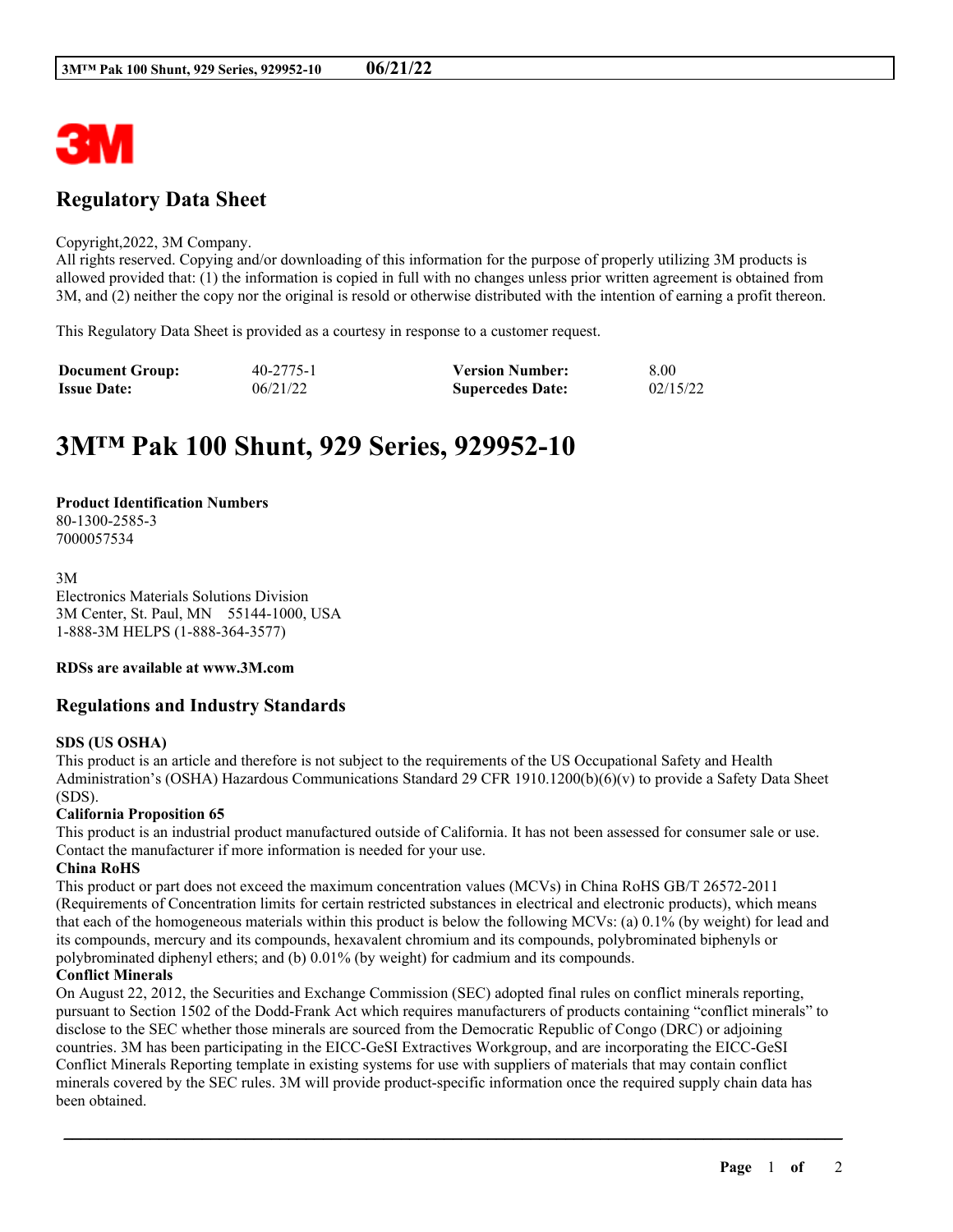# Regulatory Data Sheet

Copyright,2022, 3M Company.
All rights reserved. Copying and/or downloading of this information for the purpose of properly utilizing 3M products is allowed provided that: (1) the information is copied in full with no changes unless prior written agreement is obtained from 3M, and (2) neither the copy nor the original is resold or otherwise distributed with the intention of earning a profit thereon.

This Regulatory Data Sheet is provided as a courtesy in response to a customer request.

| **Document Group:** | 40-2775-1 | **Version Number:** | 8.00 |
|---|---|---|---|
| **Issue Date:** | 06/21/22 | **Supercedes Date:** | 02/15/22 |

# 3M™ Pak 100 Shunt, 929 Series, 929952-10

**Product Identification Numbers**
80-1300-2585-3
7000057534

3M
Electronics Materials Solutions Division
3M Center, St. Paul, MN 55144-1000, USA
1-888-3M HELPS (1-888-364-3577)

**RDSs are available at www.3M.com**

## Regulations and Industry Standards

**SDS (US OSHA)**
This product is an article and therefore is not subject to the requirements of the US Occupational Safety and Health Administration's (OSHA) Hazardous Communications Standard 29 CFR 1910.1200(b)(6)(v) to provide a Safety Data Sheet (SDS).

**California Proposition 65**
This product is an industrial product manufactured outside of California. It has not been assessed for consumer sale or use. Contact the manufacturer if more information is needed for your use.

**China RoHS**
This product or part does not exceed the maximum concentration values (MCVs) in China RoHS GB/T 26572-2011 (Requirements of Concentration limits for certain restricted substances in electrical and electronic products), which means that each of the homogeneous materials within this product is below the following MCVs: (a) 0.1% (by weight) for lead and its compounds, mercury and its compounds, hexavalent chromium and its compounds, polybrominated biphenyls or polybrominated diphenyl ethers; and (b) 0.01% (by weight) for cadmium and its compounds.

**Conflict Minerals**
On August 22, 2012, the Securities and Exchange Commission (SEC) adopted final rules on conflict minerals reporting, pursuant to Section 1502 of the Dodd-Frank Act which requires manufacturers of products containing "conflict minerals" to disclose to the SEC whether those minerals are sourced from the Democratic Republic of Congo (DRC) or adjoining countries. 3M has been participating in the EICC-GeSI Extractives Workgroup, and are incorporating the EICC-GeSI Conflict Minerals Reporting template in existing systems for use with suppliers of materials that may contain conflict minerals covered by the SEC rules. 3M will provide product-specific information once the required supply chain data has been obtained.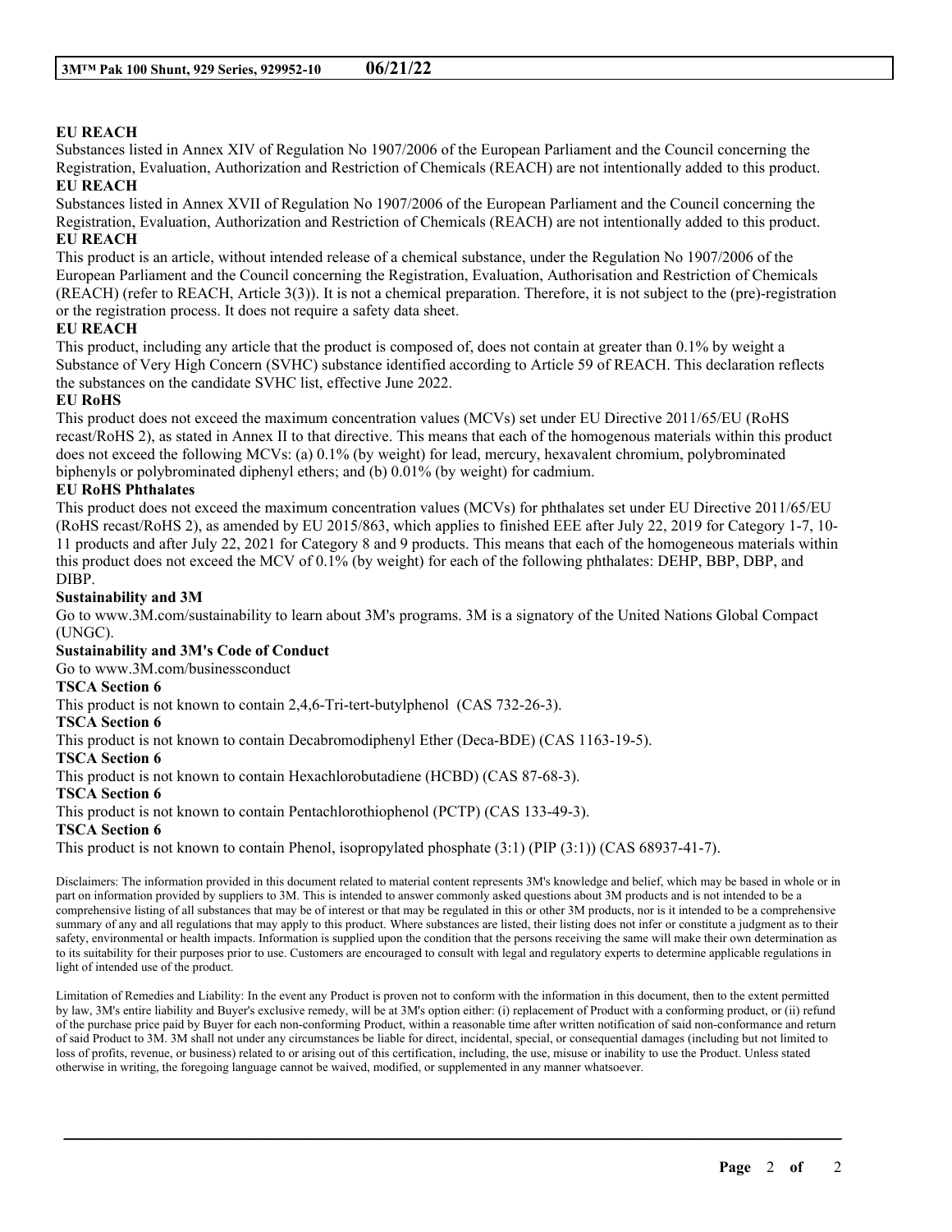**EU REACH**

Substances listed in Annex XIV of Regulation No 1907/2006 of the European Parliament and the Council concerning the Registration, Evaluation, Authorization and Restriction of Chemicals (REACH) are not intentionally added to this product.

**EU REACH**

Substances listed in Annex XVII of Regulation No 1907/2006 of the European Parliament and the Council concerning the Registration, Evaluation, Authorization and Restriction of Chemicals (REACH) are not intentionally added to this product.

**EU REACH**

This product is an article, without intended release of a chemical substance, under the Regulation No 1907/2006 of the European Parliament and the Council concerning the Registration, Evaluation, Authorisation and Restriction of Chemicals (REACH) (refer to REACH, Article 3(3)). It is not a chemical preparation. Therefore, it is not subject to the (pre)-registration or the registration process. It does not require a safety data sheet.

**EU REACH**

This product, including any article that the product is composed of, does not contain at greater than 0.1% by weight a Substance of Very High Concern (SVHC) substance identified according to Article 59 of REACH. This declaration reflects the substances on the candidate SVHC list, effective June 2022.

**EU RoHS**

This product does not exceed the maximum concentration values (MCVs) set under EU Directive 2011/65/EU (RoHS recast/RoHS 2), as stated in Annex II to that directive. This means that each of the homogenous materials within this product does not exceed the following MCVs: (a) 0.1% (by weight) for lead, mercury, hexavalent chromium, polybrominated biphenyls or polybrominated diphenyl ethers; and (b) 0.01% (by weight) for cadmium.

**EU RoHS Phthalates**

This product does not exceed the maximum concentration values (MCVs) for phthalates set under EU Directive 2011/65/EU (RoHS recast/RoHS 2), as amended by EU 2015/863, which applies to finished EEE after July 22, 2019 for Category 1-7, 10-11 products and after July 22, 2021 for Category 8 and 9 products. This means that each of the homogeneous materials within this product does not exceed the MCV of 0.1% (by weight) for each of the following phthalates: DEHP, BBP, DBP, and DIBP.

**Sustainability and 3M**

Go to www.3M.com/sustainability to learn about 3M's programs. 3M is a signatory of the United Nations Global Compact (UNGC).

**Sustainability and 3M's Code of Conduct**

Go to www.3M.com/businessconduct

**TSCA Section 6**

This product is not known to contain 2,4,6-Tri-tert-butylphenol (CAS 732-26-3).

**TSCA Section 6**

This product is not known to contain Decabromodiphenyl Ether (Deca-BDE) (CAS 1163-19-5).

**TSCA Section 6**

This product is not known to contain Hexachlorobutadiene (HCBD) (CAS 87-68-3).

**TSCA Section 6**

This product is not known to contain Pentachlorothiophenol (PCTP) (CAS 133-49-3).

**TSCA Section 6**

This product is not known to contain Phenol, isopropylated phosphate (3:1) (PIP (3:1)) (CAS 68937-41-7).

Disclaimers: The information provided in this document related to material content represents 3M's knowledge and belief, which may be based in whole or in part on information provided by suppliers to 3M. This is intended to answer commonly asked questions about 3M products and is not intended to be a comprehensive listing of all substances that may be of interest or that may be regulated in this or other 3M products, nor is it intended to be a comprehensive summary of any and all regulations that may apply to this product. Where substances are listed, their listing does not infer or constitute a judgment as to their safety, environmental or health impacts. Information is supplied upon the condition that the persons receiving the same will make their own determination as to its suitability for their purposes prior to use. Customers are encouraged to consult with legal and regulatory experts to determine applicable regulations in light of intended use of the product.

Limitation of Remedies and Liability: In the event any Product is proven not to conform with the information in this document, then to the extent permitted by law, 3M's entire liability and Buyer's exclusive remedy, will be at 3M's option either: (i) replacement of Product with a conforming product, or (ii) refund of the purchase price paid by Buyer for each non-conforming Product, within a reasonable time after written notification of said non-conformance and return of said Product to 3M. 3M shall not under any circumstances be liable for direct, incidental, special, or consequential damages (including but not limited to loss of profits, revenue, or business) related to or arising out of this certification, including, the use, misuse or inability to use the Product. Unless stated otherwise in writing, the foregoing language cannot be waived, modified, or supplemented in any manner whatsoever.